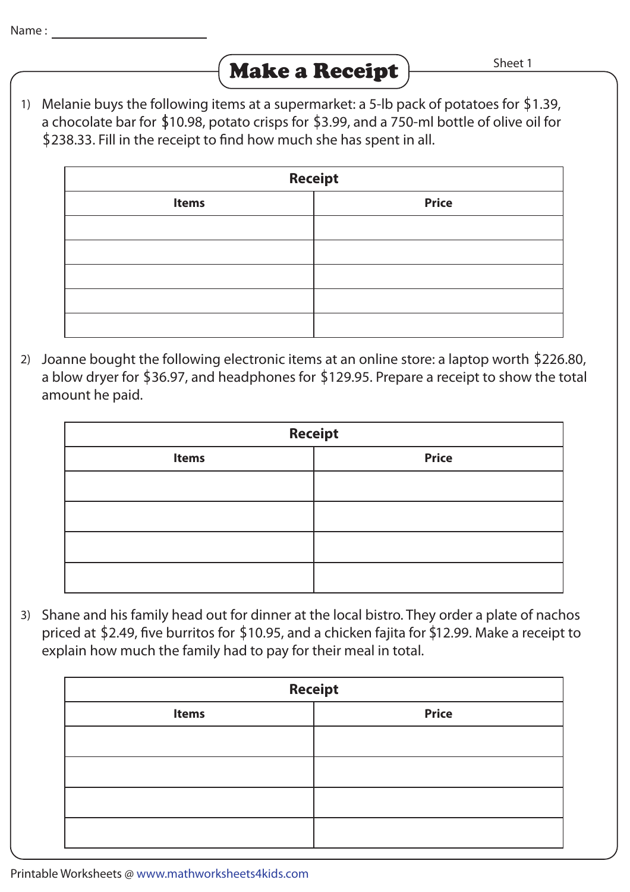Name : ____________________

# Make a Receipt

Sheet 1

1) Melanie buys the following items at a supermarket: a 5-lb pack of potatoes for $1.39, a chocolate bar for $10.98, potato crisps for $3.99, and a 750-ml bottle of olive oil for $238.33. Fill in the receipt to find how much she has spent in all.

| Receipt | |
|---|---|
| **Items** | **Price** |
| | |
| | |
| | |
| | |
| | |

2) Joanne bought the following electronic items at an online store: a laptop worth $226.80, a blow dryer for $36.97, and headphones for $129.95. Prepare a receipt to show the total amount he paid.

| Receipt | |
|---|---|
| **Items** | **Price** |
| | |
| | |
| | |
| | |

3) Shane and his family head out for dinner at the local bistro. They order a plate of nachos priced at $2.49, five burritos for $10.95, and a chicken fajita for $12.99. Make a receipt to explain how much the family had to pay for their meal in total.

| Receipt | |
|---|---|
| **Items** | **Price** |
| | |
| | |
| | |
| | |

Printable Worksheets @ www.mathworksheets4kids.com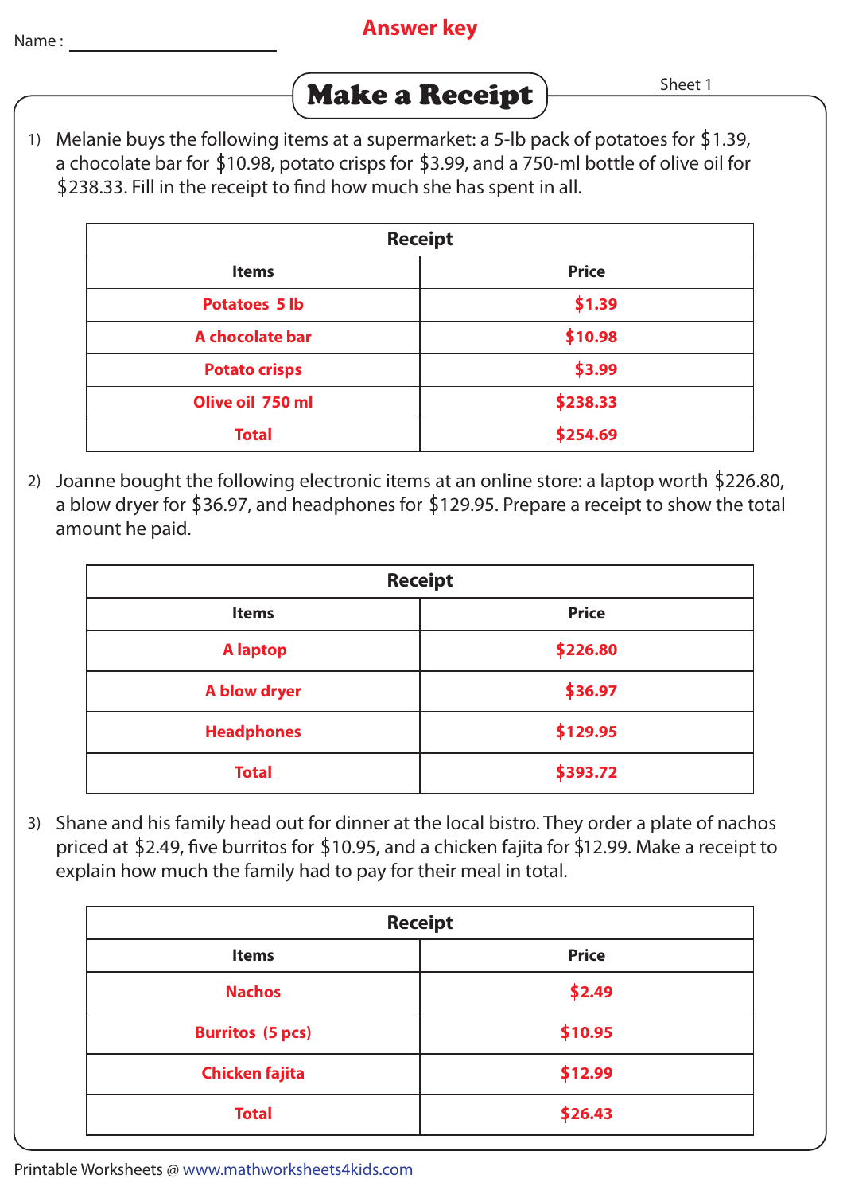Name : ____________________

**Answer key**

# Make a Receipt

Sheet 1

1) Melanie buys the following items at a supermarket: a 5-lb pack of potatoes for $1.39, a chocolate bar for $10.98, potato crisps for $3.99, and a 750-ml bottle of olive oil for $238.33. Fill in the receipt to find how much she has spent in all.

| Receipt | |
|---|---|
| **Items** | **Price** |
| Potatoes 5 lb | $1.39 |
| A chocolate bar | $10.98 |
| Potato crisps | $3.99 |
| Olive oil 750 ml | $238.33 |
| Total | $254.69 |

2) Joanne bought the following electronic items at an online store: a laptop worth $226.80, a blow dryer for $36.97, and headphones for $129.95. Prepare a receipt to show the total amount he paid.

| Receipt | |
|---|---|
| **Items** | **Price** |
| A laptop | $226.80 |
| A blow dryer | $36.97 |
| Headphones | $129.95 |
| Total | $393.72 |

3) Shane and his family head out for dinner at the local bistro. They order a plate of nachos priced at $2.49, five burritos for $10.95, and a chicken fajita for $12.99. Make a receipt to explain how much the family had to pay for their meal in total.

| Receipt | |
|---|---|
| **Items** | **Price** |
| Nachos | $2.49 |
| Burritos (5 pcs) | $10.95 |
| Chicken fajita | $12.99 |
| Total | $26.43 |

Printable Worksheets @ www.mathworksheets4kids.com